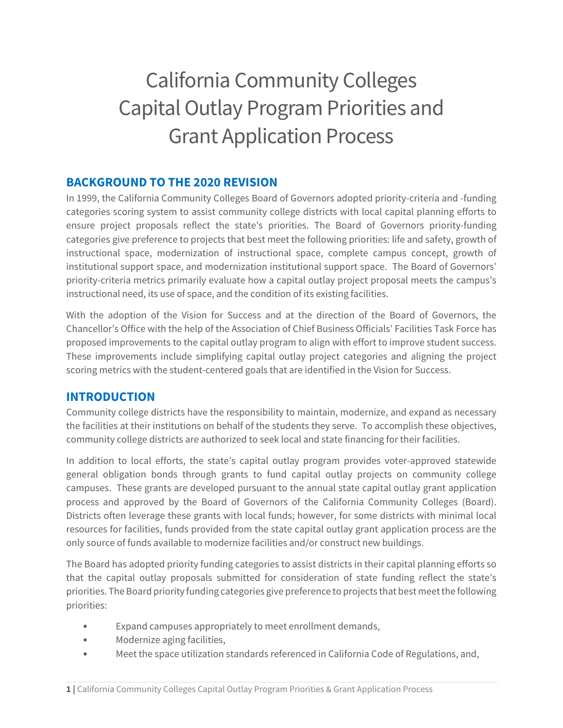# California Community Colleges Capital Outlay Program Priorities and Grant Application Process

## BACKGROUND TO THE 2020 REVISION

In 1999, the California Community Colleges Board of Governors adopted priority-criteria and -funding categories scoring system to assist community college districts with local capital planning efforts to ensure project proposals reflect the state's priorities. The Board of Governors priority-funding categories give preference to projects that best meet the following priorities: life and safety, growth of instructional space, modernization of instructional space, complete campus concept, growth of institutional support space, and modernization institutional support space. The Board of Governors' priority-criteria metrics primarily evaluate how a capital outlay project proposal meets the campus's instructional need, its use of space, and the condition of its existing facilities.

With the adoption of the Vision for Success and at the direction of the Board of Governors, the Chancellor's Office with the help of the Association of Chief Business Officials' Facilities Task Force has proposed improvements to the capital outlay program to align with effort to improve student success. These improvements include simplifying capital outlay project categories and aligning the project scoring metrics with the student-centered goals that are identified in the Vision for Success.

## INTRODUCTION

Community college districts have the responsibility to maintain, modernize, and expand as necessary the facilities at their institutions on behalf of the students they serve. To accomplish these objectives, community college districts are authorized to seek local and state financing for their facilities.

In addition to local efforts, the state's capital outlay program provides voter-approved statewide general obligation bonds through grants to fund capital outlay projects on community college campuses. These grants are developed pursuant to the annual state capital outlay grant application process and approved by the Board of Governors of the California Community Colleges (Board). Districts often leverage these grants with local funds; however, for some districts with minimal local resources for facilities, funds provided from the state capital outlay grant application process are the only source of funds available to modernize facilities and/or construct new buildings.

The Board has adopted priority funding categories to assist districts in their capital planning efforts so that the capital outlay proposals submitted for consideration of state funding reflect the state's priorities. The Board priority funding categories give preference to projects that best meet the following priorities:

- Expand campuses appropriately to meet enrollment demands,
- Modernize aging facilities,
- Meet the space utilization standards referenced in California Code of Regulations, and,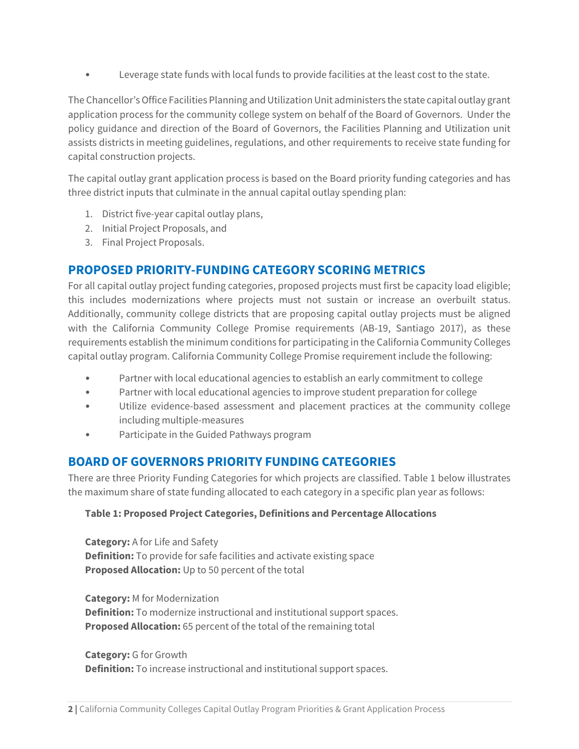- Leverage state funds with local funds to provide facilities at the least cost to the state.

The Chancellor's Office Facilities Planning and Utilization Unit administers the state capital outlay grant application process for the community college system on behalf of the Board of Governors. Under the policy guidance and direction of the Board of Governors, the Facilities Planning and Utilization unit assists districts in meeting guidelines, regulations, and other requirements to receive state funding for capital construction projects.

The capital outlay grant application process is based on the Board priority funding categories and has three district inputs that culminate in the annual capital outlay spending plan:

1. District five-year capital outlay plans,
2. Initial Project Proposals, and
3. Final Project Proposals.

## PROPOSED PRIORITY-FUNDING CATEGORY SCORING METRICS

For all capital outlay project funding categories, proposed projects must first be capacity load eligible; this includes modernizations where projects must not sustain or increase an overbuilt status. Additionally, community college districts that are proposing capital outlay projects must be aligned with the California Community College Promise requirements (AB-19, Santiago 2017), as these requirements establish the minimum conditions for participating in the California Community Colleges capital outlay program. California Community College Promise requirement include the following:

- Partner with local educational agencies to establish an early commitment to college
- Partner with local educational agencies to improve student preparation for college
- Utilize evidence-based assessment and placement practices at the community college including multiple-measures
- Participate in the Guided Pathways program

## BOARD OF GOVERNORS PRIORITY FUNDING CATEGORIES

There are three Priority Funding Categories for which projects are classified. Table 1 below illustrates the maximum share of state funding allocated to each category in a specific plan year as follows:

**Table 1: Proposed Project Categories, Definitions and Percentage Allocations**

**Category:** A for Life and Safety
**Definition:** To provide for safe facilities and activate existing space
**Proposed Allocation:** Up to 50 percent of the total

**Category:** M for Modernization
**Definition:** To modernize instructional and institutional support spaces.
**Proposed Allocation:** 65 percent of the total of the remaining total

**Category:** G for Growth
**Definition:** To increase instructional and institutional support spaces.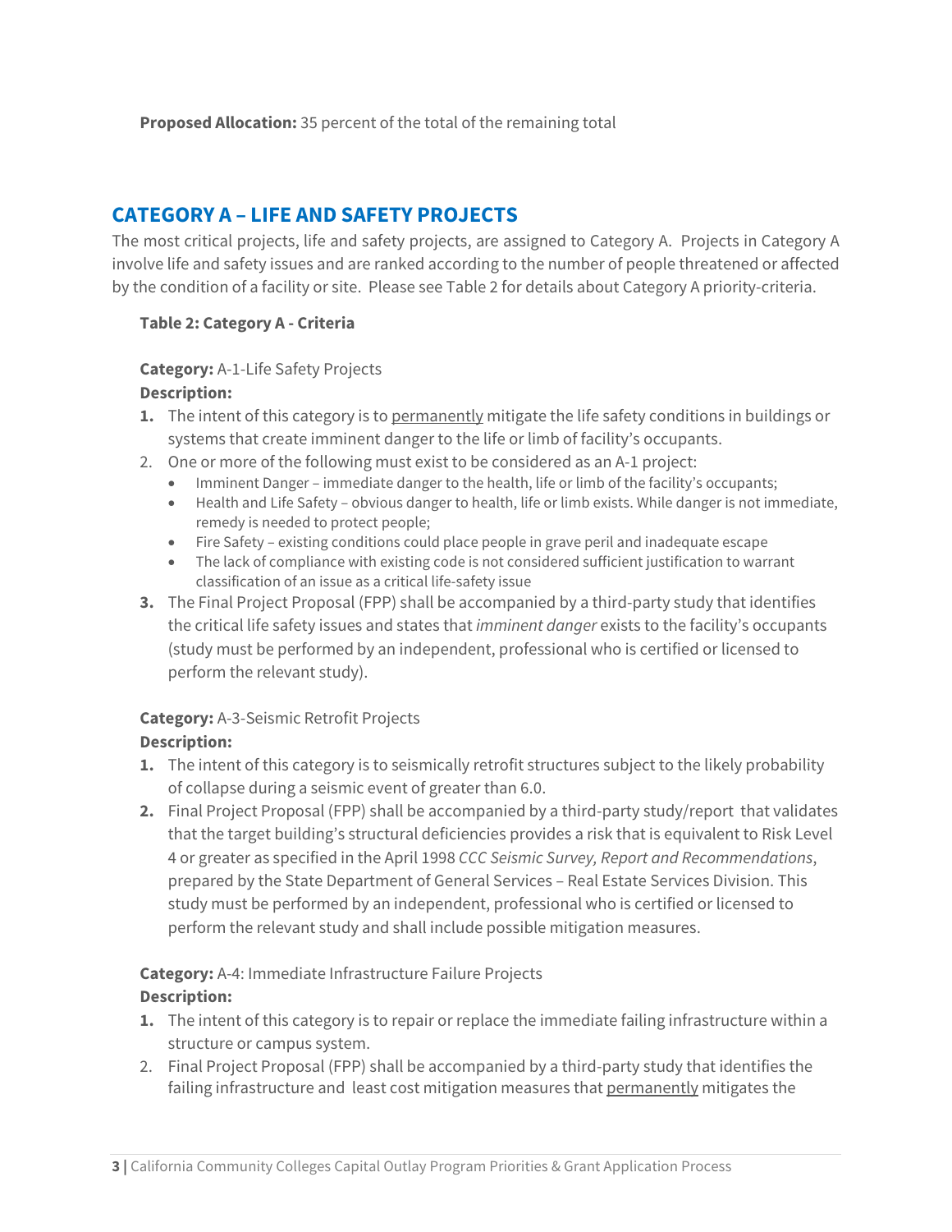**Proposed Allocation:** 35 percent of the total of the remaining total

## CATEGORY A – LIFE AND SAFETY PROJECTS

The most critical projects, life and safety projects, are assigned to Category A. Projects in Category A involve life and safety issues and are ranked according to the number of people threatened or affected by the condition of a facility or site. Please see Table 2 for details about Category A priority-criteria.

**Table 2: Category A - Criteria**

**Category:** A-1-Life Safety Projects

**Description:**

1. The intent of this category is to permanently mitigate the life safety conditions in buildings or systems that create imminent danger to the life or limb of facility's occupants.
2. One or more of the following must exist to be considered as an A-1 project:
   - Imminent Danger – immediate danger to the health, life or limb of the facility's occupants;
   - Health and Life Safety – obvious danger to health, life or limb exists. While danger is not immediate, remedy is needed to protect people;
   - Fire Safety – existing conditions could place people in grave peril and inadequate escape
   - The lack of compliance with existing code is not considered sufficient justification to warrant classification of an issue as a critical life-safety issue
3. The Final Project Proposal (FPP) shall be accompanied by a third-party study that identifies the critical life safety issues and states that *imminent danger* exists to the facility's occupants (study must be performed by an independent, professional who is certified or licensed to perform the relevant study).

**Category:** A-3-Seismic Retrofit Projects

**Description:**

1. The intent of this category is to seismically retrofit structures subject to the likely probability of collapse during a seismic event of greater than 6.0.
2. Final Project Proposal (FPP) shall be accompanied by a third-party study/report that validates that the target building's structural deficiencies provides a risk that is equivalent to Risk Level 4 or greater as specified in the April 1998 *CCC Seismic Survey, Report and Recommendations*, prepared by the State Department of General Services – Real Estate Services Division. This study must be performed by an independent, professional who is certified or licensed to perform the relevant study and shall include possible mitigation measures.

**Category:** A-4: Immediate Infrastructure Failure Projects

**Description:**

1. The intent of this category is to repair or replace the immediate failing infrastructure within a structure or campus system.
2. Final Project Proposal (FPP) shall be accompanied by a third-party study that identifies the failing infrastructure and least cost mitigation measures that permanently mitigates the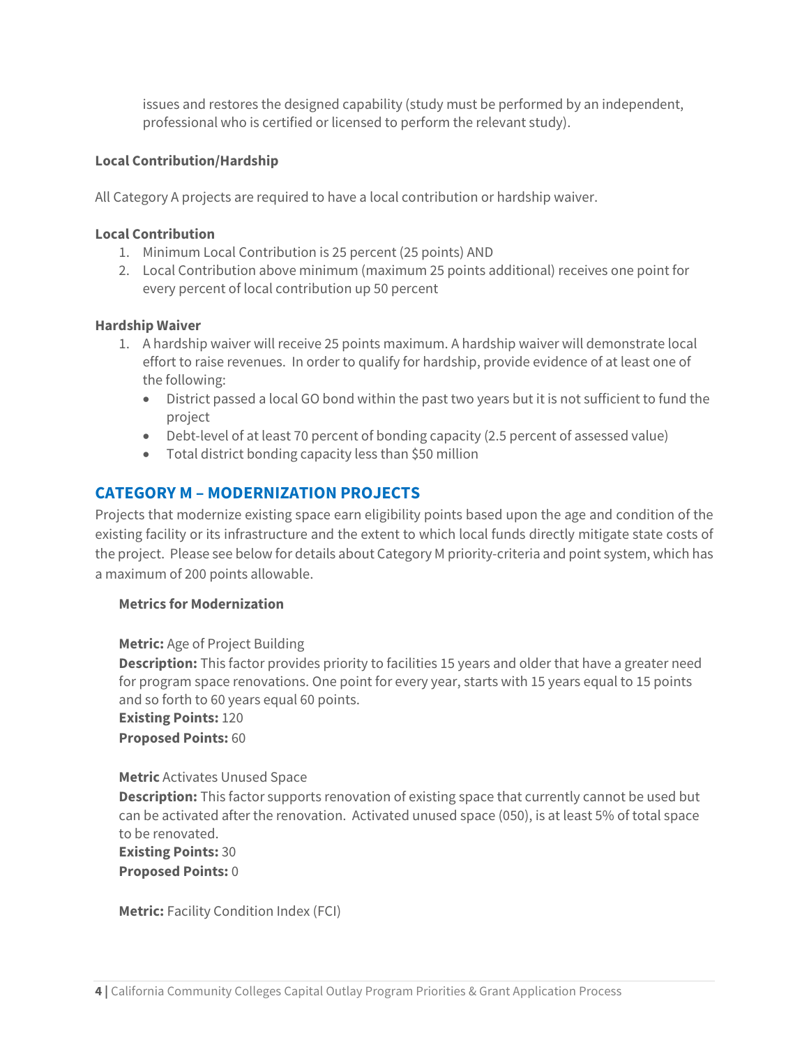issues and restores the designed capability (study must be performed by an independent, professional who is certified or licensed to perform the relevant study).

**Local Contribution/Hardship**

All Category A projects are required to have a local contribution or hardship waiver.

**Local Contribution**

1. Minimum Local Contribution is 25 percent (25 points) AND
2. Local Contribution above minimum (maximum 25 points additional) receives one point for every percent of local contribution up 50 percent

**Hardship Waiver**

1. A hardship waiver will receive 25 points maximum. A hardship waiver will demonstrate local effort to raise revenues. In order to qualify for hardship, provide evidence of at least one of the following:
   - District passed a local GO bond within the past two years but it is not sufficient to fund the project
   - Debt-level of at least 70 percent of bonding capacity (2.5 percent of assessed value)
   - Total district bonding capacity less than $50 million

## CATEGORY M – MODERNIZATION PROJECTS

Projects that modernize existing space earn eligibility points based upon the age and condition of the existing facility or its infrastructure and the extent to which local funds directly mitigate state costs of the project. Please see below for details about Category M priority-criteria and point system, which has a maximum of 200 points allowable.

**Metrics for Modernization**

**Metric:** Age of Project Building
**Description:** This factor provides priority to facilities 15 years and older that have a greater need for program space renovations. One point for every year, starts with 15 years equal to 15 points and so forth to 60 years equal 60 points.
**Existing Points:** 120
**Proposed Points:** 60

**Metric** Activates Unused Space
**Description:** This factor supports renovation of existing space that currently cannot be used but can be activated after the renovation. Activated unused space (050), is at least 5% of total space to be renovated.
**Existing Points:** 30
**Proposed Points:** 0

**Metric:** Facility Condition Index (FCI)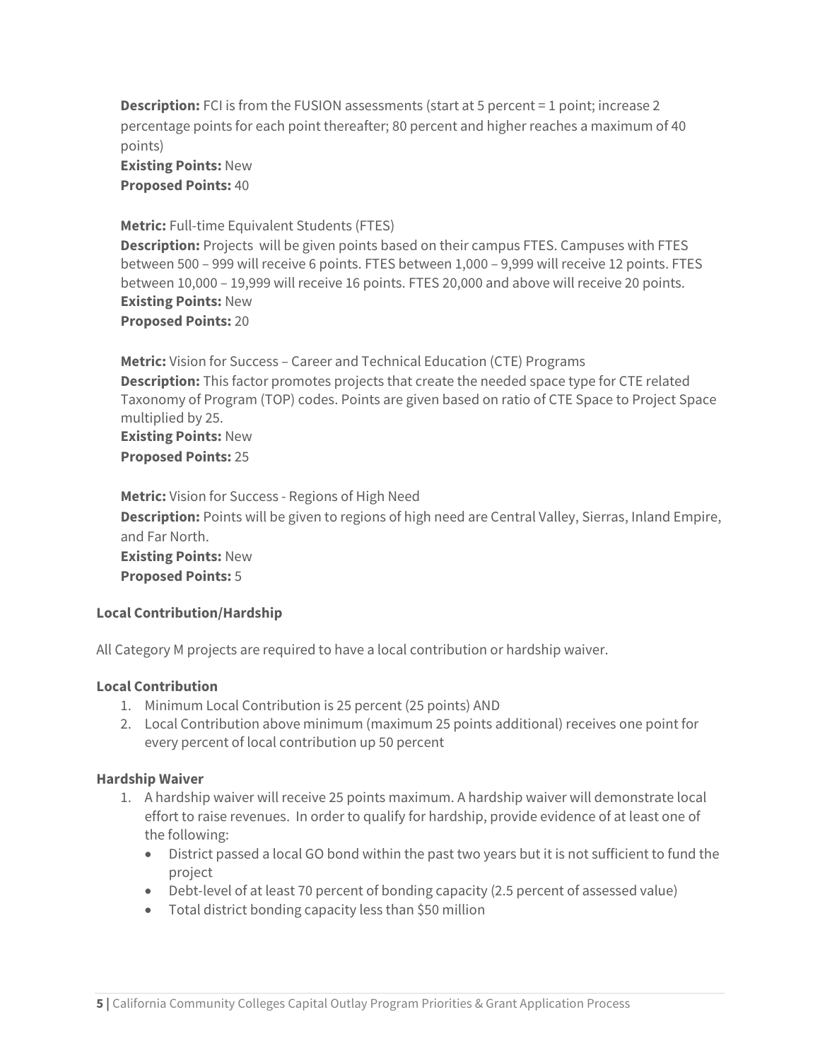**Description:** FCI is from the FUSION assessments (start at 5 percent = 1 point; increase 2 percentage points for each point thereafter; 80 percent and higher reaches a maximum of 40 points)
**Existing Points:** New
**Proposed Points:** 40

**Metric:** Full-time Equivalent Students (FTES)
**Description:** Projects will be given points based on their campus FTES. Campuses with FTES between 500 – 999 will receive 6 points. FTES between 1,000 – 9,999 will receive 12 points. FTES between 10,000 – 19,999 will receive 16 points. FTES 20,000 and above will receive 20 points.
**Existing Points:** New
**Proposed Points:** 20

**Metric:** Vision for Success – Career and Technical Education (CTE) Programs
**Description:** This factor promotes projects that create the needed space type for CTE related Taxonomy of Program (TOP) codes. Points are given based on ratio of CTE Space to Project Space multiplied by 25.
**Existing Points:** New
**Proposed Points:** 25

**Metric:** Vision for Success - Regions of High Need
**Description:** Points will be given to regions of high need are Central Valley, Sierras, Inland Empire, and Far North.
**Existing Points:** New
**Proposed Points:** 5

**Local Contribution/Hardship**

All Category M projects are required to have a local contribution or hardship waiver.

**Local Contribution**

1. Minimum Local Contribution is 25 percent (25 points) AND
2. Local Contribution above minimum (maximum 25 points additional) receives one point for every percent of local contribution up 50 percent

**Hardship Waiver**

1. A hardship waiver will receive 25 points maximum. A hardship waiver will demonstrate local effort to raise revenues. In order to qualify for hardship, provide evidence of at least one of the following:
   - District passed a local GO bond within the past two years but it is not sufficient to fund the project
   - Debt-level of at least 70 percent of bonding capacity (2.5 percent of assessed value)
   - Total district bonding capacity less than $50 million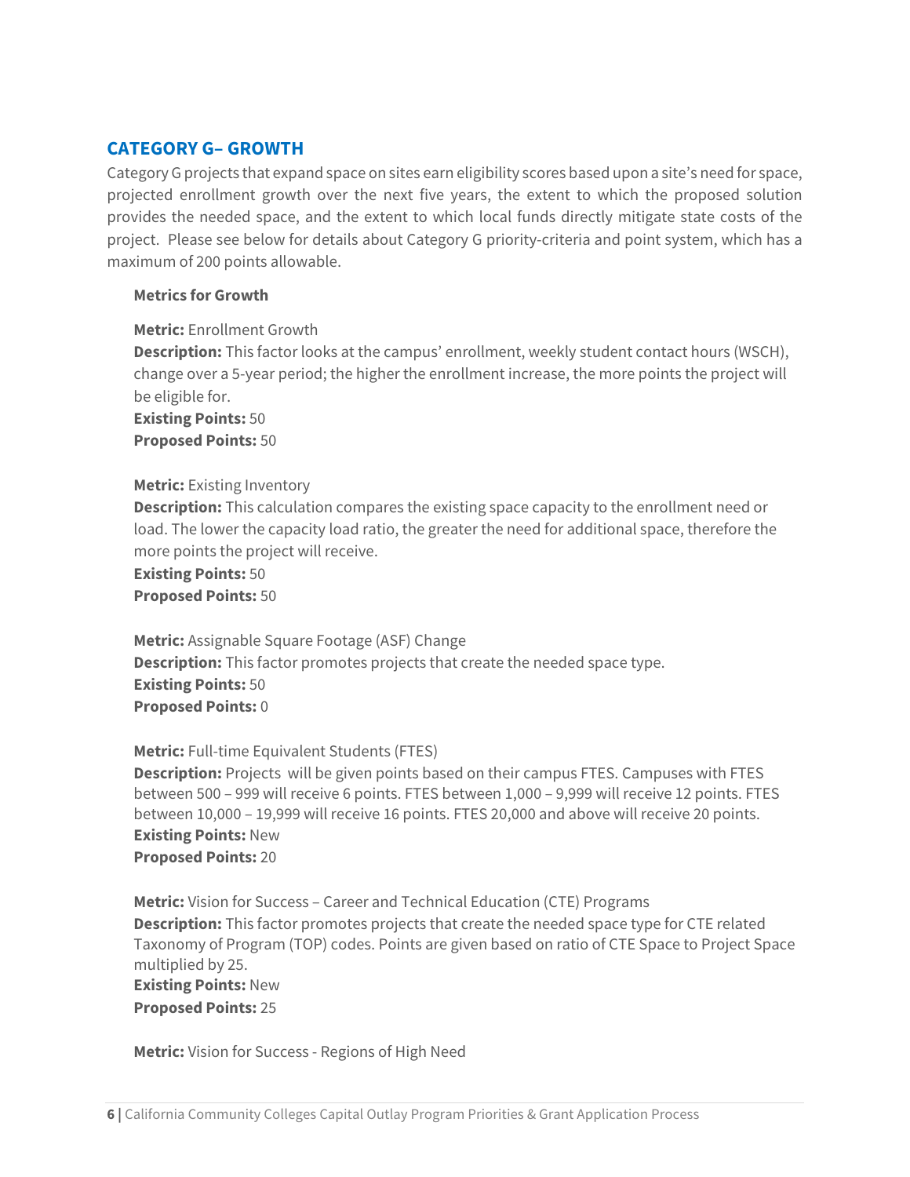## CATEGORY G– GROWTH

Category G projects that expand space on sites earn eligibility scores based upon a site's need for space, projected enrollment growth over the next five years, the extent to which the proposed solution provides the needed space, and the extent to which local funds directly mitigate state costs of the project. Please see below for details about Category G priority-criteria and point system, which has a maximum of 200 points allowable.

### Metrics for Growth

**Metric:** Enrollment Growth
**Description:** This factor looks at the campus' enrollment, weekly student contact hours (WSCH), change over a 5-year period; the higher the enrollment increase, the more points the project will be eligible for.
**Existing Points:** 50
**Proposed Points:** 50

**Metric:** Existing Inventory
**Description:** This calculation compares the existing space capacity to the enrollment need or load. The lower the capacity load ratio, the greater the need for additional space, therefore the more points the project will receive.
**Existing Points:** 50
**Proposed Points:** 50

**Metric:** Assignable Square Footage (ASF) Change
**Description:** This factor promotes projects that create the needed space type.
**Existing Points:** 50
**Proposed Points:** 0

**Metric:** Full-time Equivalent Students (FTES)
**Description:** Projects will be given points based on their campus FTES. Campuses with FTES between 500 – 999 will receive 6 points. FTES between 1,000 – 9,999 will receive 12 points. FTES between 10,000 – 19,999 will receive 16 points. FTES 20,000 and above will receive 20 points.
**Existing Points:** New
**Proposed Points:** 20

**Metric:** Vision for Success – Career and Technical Education (CTE) Programs
**Description:** This factor promotes projects that create the needed space type for CTE related Taxonomy of Program (TOP) codes. Points are given based on ratio of CTE Space to Project Space multiplied by 25.
**Existing Points:** New
**Proposed Points:** 25

**Metric:** Vision for Success - Regions of High Need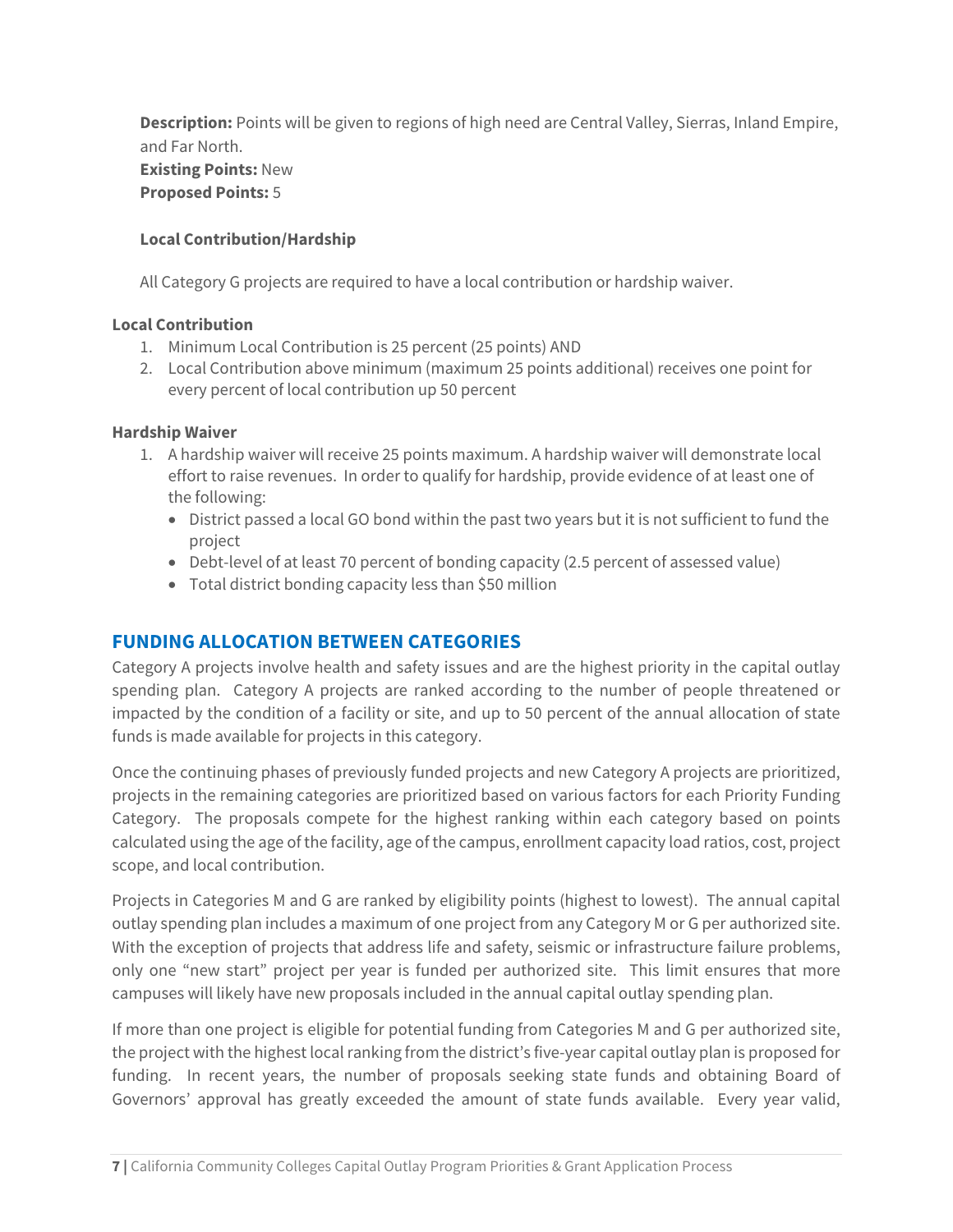**Description:** Points will be given to regions of high need are Central Valley, Sierras, Inland Empire, and Far North.
**Existing Points:** New
**Proposed Points:** 5

**Local Contribution/Hardship**

All Category G projects are required to have a local contribution or hardship waiver.

**Local Contribution**

1. Minimum Local Contribution is 25 percent (25 points) AND
2. Local Contribution above minimum (maximum 25 points additional) receives one point for every percent of local contribution up 50 percent

**Hardship Waiver**

1. A hardship waiver will receive 25 points maximum. A hardship waiver will demonstrate local effort to raise revenues. In order to qualify for hardship, provide evidence of at least one of the following:
   - District passed a local GO bond within the past two years but it is not sufficient to fund the project
   - Debt-level of at least 70 percent of bonding capacity (2.5 percent of assessed value)
   - Total district bonding capacity less than $50 million

## FUNDING ALLOCATION BETWEEN CATEGORIES

Category A projects involve health and safety issues and are the highest priority in the capital outlay spending plan. Category A projects are ranked according to the number of people threatened or impacted by the condition of a facility or site, and up to 50 percent of the annual allocation of state funds is made available for projects in this category.

Once the continuing phases of previously funded projects and new Category A projects are prioritized, projects in the remaining categories are prioritized based on various factors for each Priority Funding Category. The proposals compete for the highest ranking within each category based on points calculated using the age of the facility, age of the campus, enrollment capacity load ratios, cost, project scope, and local contribution.

Projects in Categories M and G are ranked by eligibility points (highest to lowest). The annual capital outlay spending plan includes a maximum of one project from any Category M or G per authorized site. With the exception of projects that address life and safety, seismic or infrastructure failure problems, only one "new start" project per year is funded per authorized site. This limit ensures that more campuses will likely have new proposals included in the annual capital outlay spending plan.

If more than one project is eligible for potential funding from Categories M and G per authorized site, the project with the highest local ranking from the district's five-year capital outlay plan is proposed for funding. In recent years, the number of proposals seeking state funds and obtaining Board of Governors' approval has greatly exceeded the amount of state funds available. Every year valid,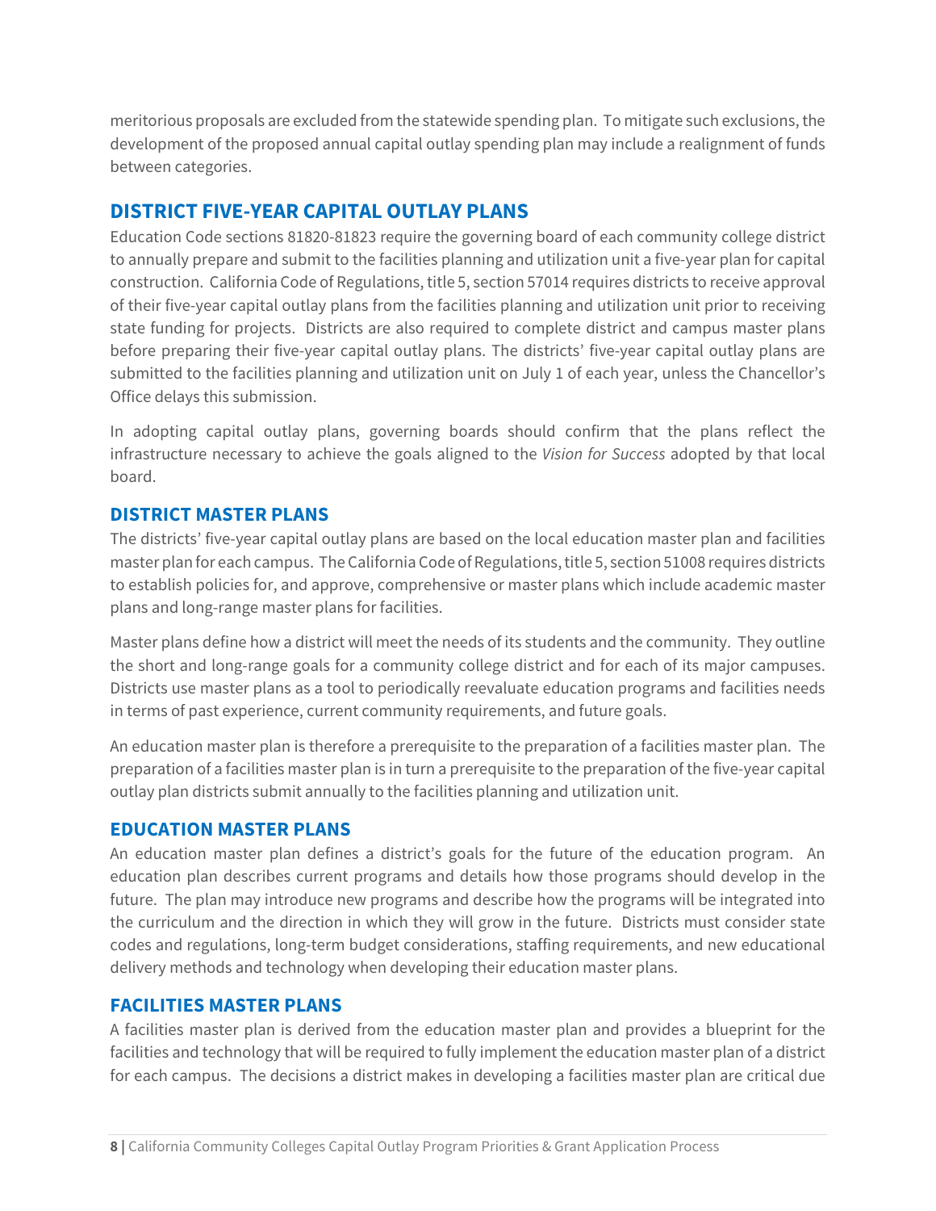meritorious proposals are excluded from the statewide spending plan. To mitigate such exclusions, the development of the proposed annual capital outlay spending plan may include a realignment of funds between categories.

## DISTRICT FIVE-YEAR CAPITAL OUTLAY PLANS

Education Code sections 81820-81823 require the governing board of each community college district to annually prepare and submit to the facilities planning and utilization unit a five-year plan for capital construction. California Code of Regulations, title 5, section 57014 requires districts to receive approval of their five-year capital outlay plans from the facilities planning and utilization unit prior to receiving state funding for projects. Districts are also required to complete district and campus master plans before preparing their five-year capital outlay plans. The districts' five-year capital outlay plans are submitted to the facilities planning and utilization unit on July 1 of each year, unless the Chancellor's Office delays this submission.

In adopting capital outlay plans, governing boards should confirm that the plans reflect the infrastructure necessary to achieve the goals aligned to the *Vision for Success* adopted by that local board.

### DISTRICT MASTER PLANS

The districts' five-year capital outlay plans are based on the local education master plan and facilities master plan for each campus. The California Code of Regulations, title 5, section 51008 requires districts to establish policies for, and approve, comprehensive or master plans which include academic master plans and long-range master plans for facilities.

Master plans define how a district will meet the needs of its students and the community. They outline the short and long-range goals for a community college district and for each of its major campuses. Districts use master plans as a tool to periodically reevaluate education programs and facilities needs in terms of past experience, current community requirements, and future goals.

An education master plan is therefore a prerequisite to the preparation of a facilities master plan. The preparation of a facilities master plan is in turn a prerequisite to the preparation of the five-year capital outlay plan districts submit annually to the facilities planning and utilization unit.

### EDUCATION MASTER PLANS

An education master plan defines a district's goals for the future of the education program. An education plan describes current programs and details how those programs should develop in the future. The plan may introduce new programs and describe how the programs will be integrated into the curriculum and the direction in which they will grow in the future. Districts must consider state codes and regulations, long-term budget considerations, staffing requirements, and new educational delivery methods and technology when developing their education master plans.

### FACILITIES MASTER PLANS

A facilities master plan is derived from the education master plan and provides a blueprint for the facilities and technology that will be required to fully implement the education master plan of a district for each campus. The decisions a district makes in developing a facilities master plan are critical due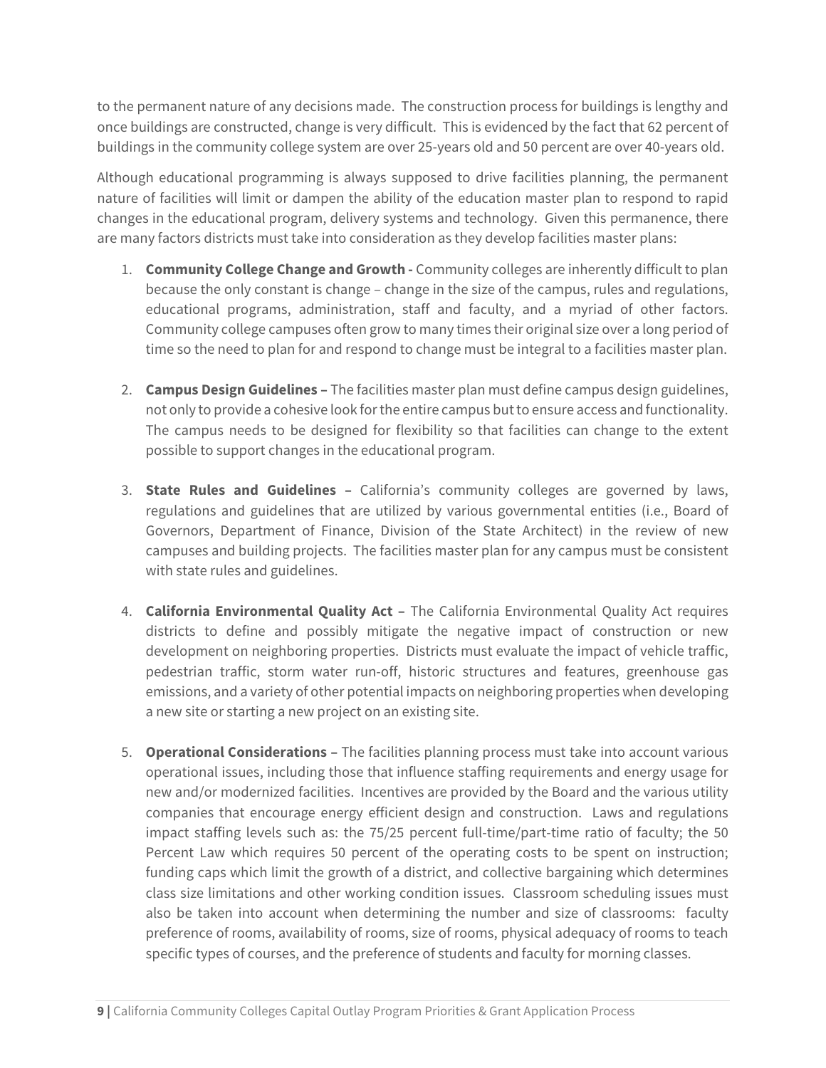to the permanent nature of any decisions made. The construction process for buildings is lengthy and once buildings are constructed, change is very difficult. This is evidenced by the fact that 62 percent of buildings in the community college system are over 25-years old and 50 percent are over 40-years old.

Although educational programming is always supposed to drive facilities planning, the permanent nature of facilities will limit or dampen the ability of the education master plan to respond to rapid changes in the educational program, delivery systems and technology. Given this permanence, there are many factors districts must take into consideration as they develop facilities master plans:

1. **Community College Change and Growth -** Community colleges are inherently difficult to plan because the only constant is change – change in the size of the campus, rules and regulations, educational programs, administration, staff and faculty, and a myriad of other factors. Community college campuses often grow to many times their original size over a long period of time so the need to plan for and respond to change must be integral to a facilities master plan.

2. **Campus Design Guidelines –** The facilities master plan must define campus design guidelines, not only to provide a cohesive look for the entire campus but to ensure access and functionality. The campus needs to be designed for flexibility so that facilities can change to the extent possible to support changes in the educational program.

3. **State Rules and Guidelines –** California's community colleges are governed by laws, regulations and guidelines that are utilized by various governmental entities (i.e., Board of Governors, Department of Finance, Division of the State Architect) in the review of new campuses and building projects. The facilities master plan for any campus must be consistent with state rules and guidelines.

4. **California Environmental Quality Act –** The California Environmental Quality Act requires districts to define and possibly mitigate the negative impact of construction or new development on neighboring properties. Districts must evaluate the impact of vehicle traffic, pedestrian traffic, storm water run-off, historic structures and features, greenhouse gas emissions, and a variety of other potential impacts on neighboring properties when developing a new site or starting a new project on an existing site.

5. **Operational Considerations –** The facilities planning process must take into account various operational issues, including those that influence staffing requirements and energy usage for new and/or modernized facilities. Incentives are provided by the Board and the various utility companies that encourage energy efficient design and construction. Laws and regulations impact staffing levels such as: the 75/25 percent full-time/part-time ratio of faculty; the 50 Percent Law which requires 50 percent of the operating costs to be spent on instruction; funding caps which limit the growth of a district, and collective bargaining which determines class size limitations and other working condition issues. Classroom scheduling issues must also be taken into account when determining the number and size of classrooms: faculty preference of rooms, availability of rooms, size of rooms, physical adequacy of rooms to teach specific types of courses, and the preference of students and faculty for morning classes.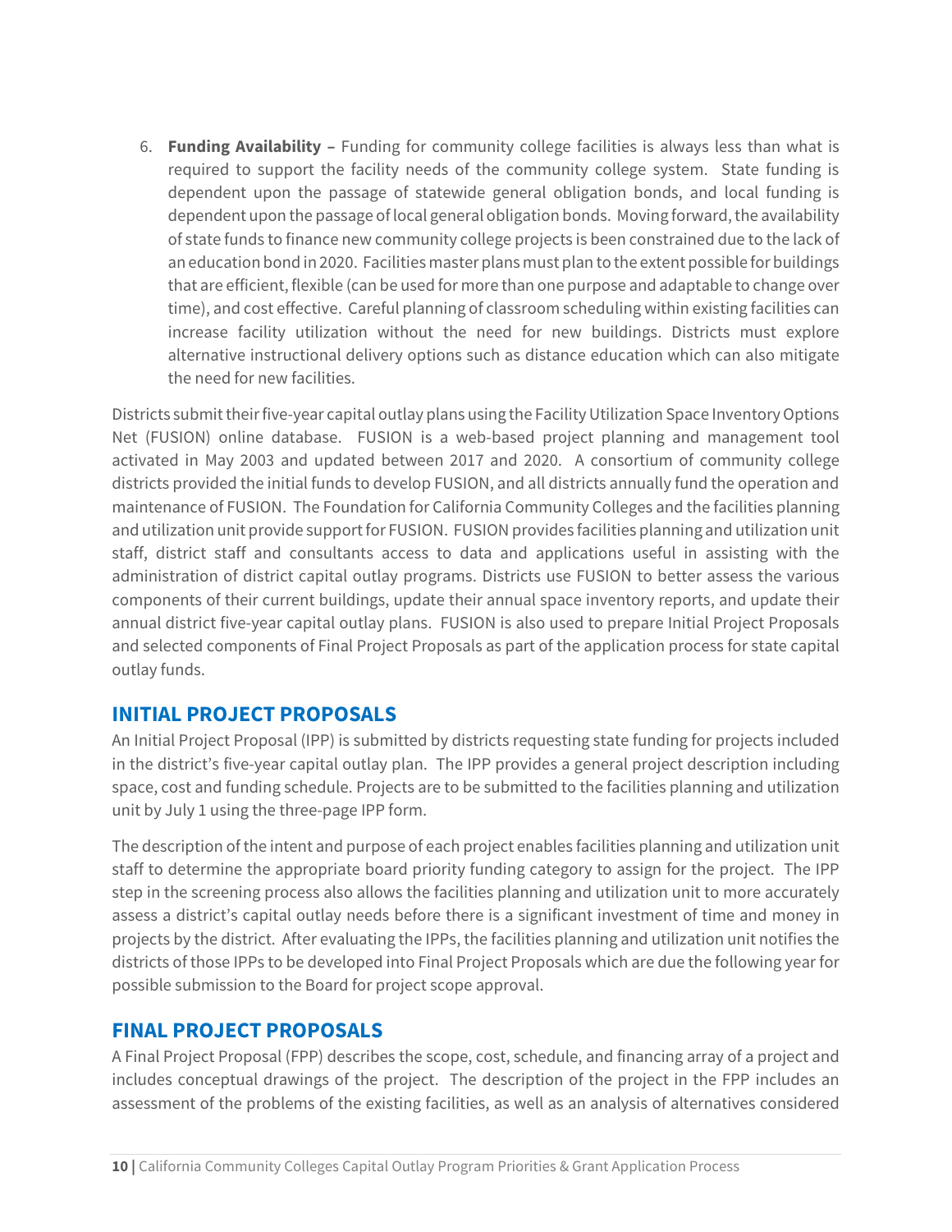6. **Funding Availability –** Funding for community college facilities is always less than what is required to support the facility needs of the community college system. State funding is dependent upon the passage of statewide general obligation bonds, and local funding is dependent upon the passage of local general obligation bonds. Moving forward, the availability of state funds to finance new community college projects is been constrained due to the lack of an education bond in 2020. Facilities master plans must plan to the extent possible for buildings that are efficient, flexible (can be used for more than one purpose and adaptable to change over time), and cost effective. Careful planning of classroom scheduling within existing facilities can increase facility utilization without the need for new buildings. Districts must explore alternative instructional delivery options such as distance education which can also mitigate the need for new facilities.

Districts submit their five-year capital outlay plans using the Facility Utilization Space Inventory Options Net (FUSION) online database. FUSION is a web-based project planning and management tool activated in May 2003 and updated between 2017 and 2020. A consortium of community college districts provided the initial funds to develop FUSION, and all districts annually fund the operation and maintenance of FUSION. The Foundation for California Community Colleges and the facilities planning and utilization unit provide support for FUSION. FUSION provides facilities planning and utilization unit staff, district staff and consultants access to data and applications useful in assisting with the administration of district capital outlay programs. Districts use FUSION to better assess the various components of their current buildings, update their annual space inventory reports, and update their annual district five-year capital outlay plans. FUSION is also used to prepare Initial Project Proposals and selected components of Final Project Proposals as part of the application process for state capital outlay funds.

## INITIAL PROJECT PROPOSALS

An Initial Project Proposal (IPP) is submitted by districts requesting state funding for projects included in the district's five-year capital outlay plan. The IPP provides a general project description including space, cost and funding schedule. Projects are to be submitted to the facilities planning and utilization unit by July 1 using the three-page IPP form.

The description of the intent and purpose of each project enables facilities planning and utilization unit staff to determine the appropriate board priority funding category to assign for the project. The IPP step in the screening process also allows the facilities planning and utilization unit to more accurately assess a district's capital outlay needs before there is a significant investment of time and money in projects by the district. After evaluating the IPPs, the facilities planning and utilization unit notifies the districts of those IPPs to be developed into Final Project Proposals which are due the following year for possible submission to the Board for project scope approval.

## FINAL PROJECT PROPOSALS

A Final Project Proposal (FPP) describes the scope, cost, schedule, and financing array of a project and includes conceptual drawings of the project. The description of the project in the FPP includes an assessment of the problems of the existing facilities, as well as an analysis of alternatives considered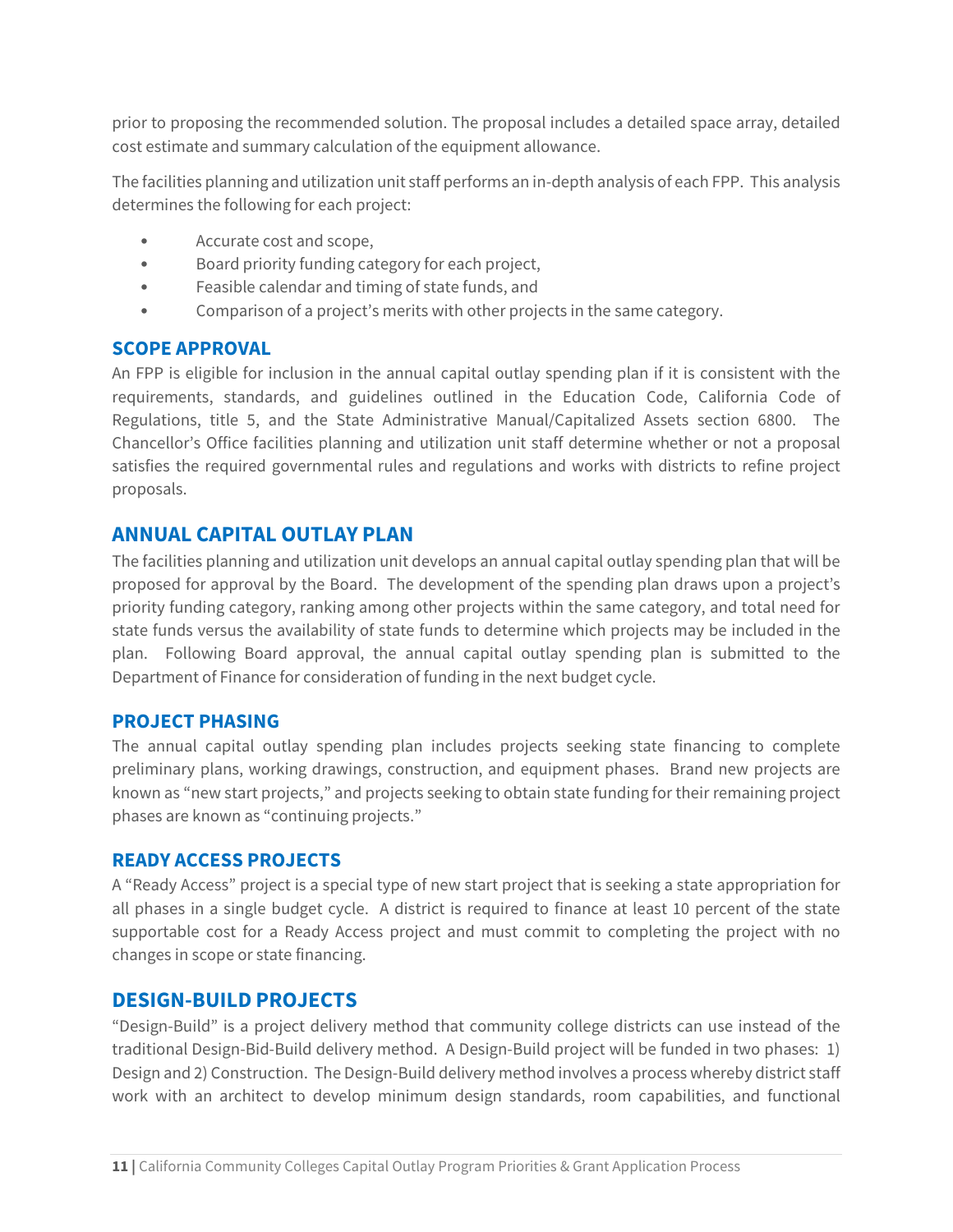prior to proposing the recommended solution. The proposal includes a detailed space array, detailed cost estimate and summary calculation of the equipment allowance.

The facilities planning and utilization unit staff performs an in-depth analysis of each FPP. This analysis determines the following for each project:

- Accurate cost and scope,
- Board priority funding category for each project,
- Feasible calendar and timing of state funds, and
- Comparison of a project's merits with other projects in the same category.

### SCOPE APPROVAL

An FPP is eligible for inclusion in the annual capital outlay spending plan if it is consistent with the requirements, standards, and guidelines outlined in the Education Code, California Code of Regulations, title 5, and the State Administrative Manual/Capitalized Assets section 6800. The Chancellor's Office facilities planning and utilization unit staff determine whether or not a proposal satisfies the required governmental rules and regulations and works with districts to refine project proposals.

## ANNUAL CAPITAL OUTLAY PLAN

The facilities planning and utilization unit develops an annual capital outlay spending plan that will be proposed for approval by the Board. The development of the spending plan draws upon a project's priority funding category, ranking among other projects within the same category, and total need for state funds versus the availability of state funds to determine which projects may be included in the plan. Following Board approval, the annual capital outlay spending plan is submitted to the Department of Finance for consideration of funding in the next budget cycle.

### PROJECT PHASING

The annual capital outlay spending plan includes projects seeking state financing to complete preliminary plans, working drawings, construction, and equipment phases. Brand new projects are known as "new start projects," and projects seeking to obtain state funding for their remaining project phases are known as "continuing projects."

### READY ACCESS PROJECTS

A "Ready Access" project is a special type of new start project that is seeking a state appropriation for all phases in a single budget cycle. A district is required to finance at least 10 percent of the state supportable cost for a Ready Access project and must commit to completing the project with no changes in scope or state financing.

## DESIGN-BUILD PROJECTS

"Design-Build" is a project delivery method that community college districts can use instead of the traditional Design-Bid-Build delivery method. A Design-Build project will be funded in two phases: 1) Design and 2) Construction. The Design-Build delivery method involves a process whereby district staff work with an architect to develop minimum design standards, room capabilities, and functional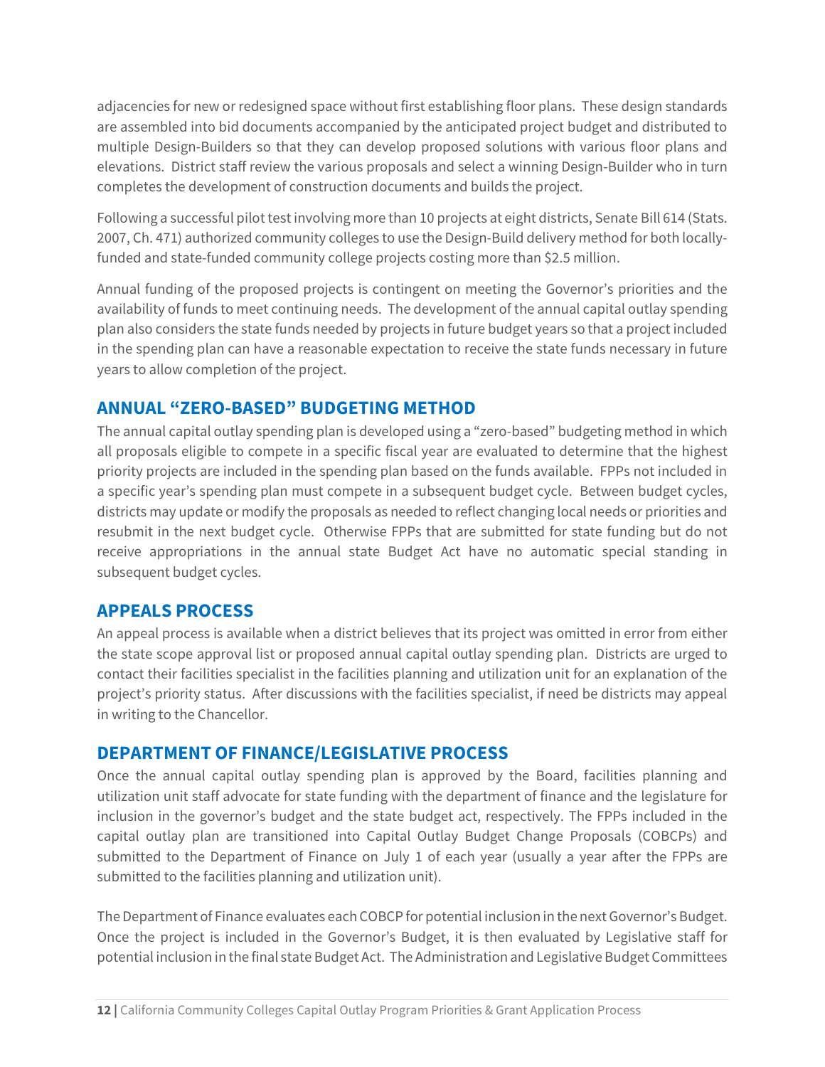adjacencies for new or redesigned space without first establishing floor plans. These design standards are assembled into bid documents accompanied by the anticipated project budget and distributed to multiple Design-Builders so that they can develop proposed solutions with various floor plans and elevations. District staff review the various proposals and select a winning Design-Builder who in turn completes the development of construction documents and builds the project.

Following a successful pilot test involving more than 10 projects at eight districts, Senate Bill 614 (Stats. 2007, Ch. 471) authorized community colleges to use the Design-Build delivery method for both locally-funded and state-funded community college projects costing more than $2.5 million.

Annual funding of the proposed projects is contingent on meeting the Governor's priorities and the availability of funds to meet continuing needs. The development of the annual capital outlay spending plan also considers the state funds needed by projects in future budget years so that a project included in the spending plan can have a reasonable expectation to receive the state funds necessary in future years to allow completion of the project.

## ANNUAL "ZERO-BASED" BUDGETING METHOD

The annual capital outlay spending plan is developed using a "zero-based" budgeting method in which all proposals eligible to compete in a specific fiscal year are evaluated to determine that the highest priority projects are included in the spending plan based on the funds available. FPPs not included in a specific year's spending plan must compete in a subsequent budget cycle. Between budget cycles, districts may update or modify the proposals as needed to reflect changing local needs or priorities and resubmit in the next budget cycle. Otherwise FPPs that are submitted for state funding but do not receive appropriations in the annual state Budget Act have no automatic special standing in subsequent budget cycles.

## APPEALS PROCESS

An appeal process is available when a district believes that its project was omitted in error from either the state scope approval list or proposed annual capital outlay spending plan. Districts are urged to contact their facilities specialist in the facilities planning and utilization unit for an explanation of the project's priority status. After discussions with the facilities specialist, if need be districts may appeal in writing to the Chancellor.

## DEPARTMENT OF FINANCE/LEGISLATIVE PROCESS

Once the annual capital outlay spending plan is approved by the Board, facilities planning and utilization unit staff advocate for state funding with the department of finance and the legislature for inclusion in the governor's budget and the state budget act, respectively. The FPPs included in the capital outlay plan are transitioned into Capital Outlay Budget Change Proposals (COBCPs) and submitted to the Department of Finance on July 1 of each year (usually a year after the FPPs are submitted to the facilities planning and utilization unit).

The Department of Finance evaluates each COBCP for potential inclusion in the next Governor's Budget. Once the project is included in the Governor's Budget, it is then evaluated by Legislative staff for potential inclusion in the final state Budget Act. The Administration and Legislative Budget Committees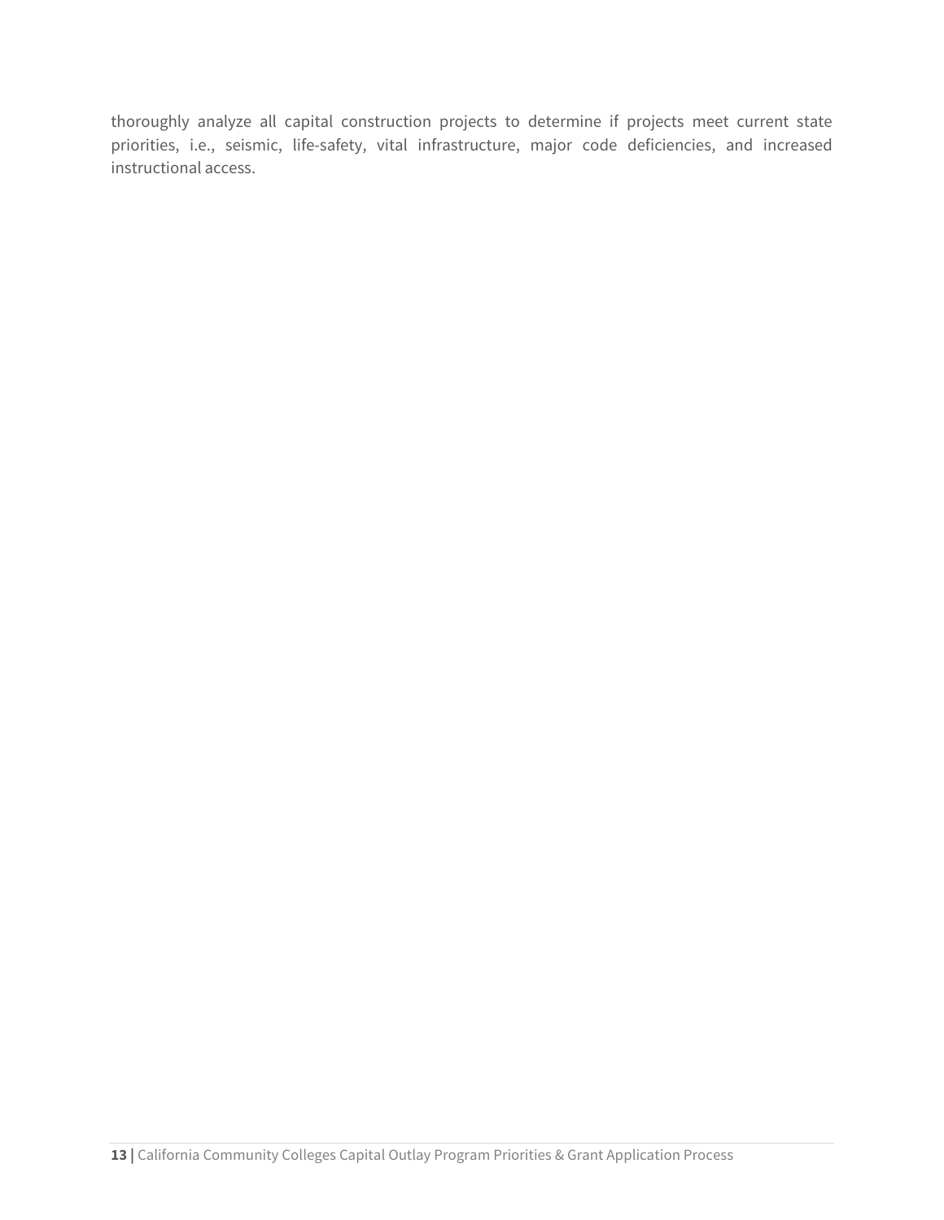thoroughly analyze all capital construction projects to determine if projects meet current state priorities, i.e., seismic, life-safety, vital infrastructure, major code deficiencies, and increased instructional access.